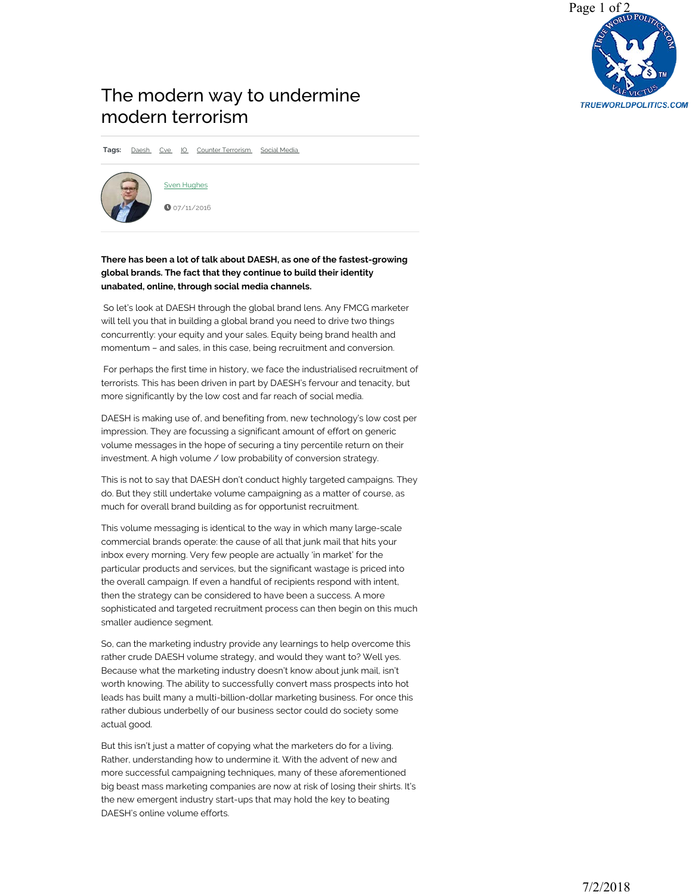# The modern way to undermine modern terrorism

**Tags:** Daesh Cve IO Counter Terrorism Social Media

Sven Hughes

07/11/2016

**There has been a lot of talk about DAESH, as one of the fastest-growing global brands. The fact that they continue to build their identity unabated, online, through social media channels.**

So let's look at DAESH through the global brand lens. Any FMCG marketer will tell you that in building a global brand you need to drive two things concurrently: your equity and your sales. Equity being brand health and momentum – and sales, in this case, being recruitment and conversion.

For perhaps the first time in history, we face the industrialised recruitment of terrorists. This has been driven in part by DAESH's fervour and tenacity, but more significantly by the low cost and far reach of social media.

DAESH is making use of, and benefiting from, new technology's low cost per impression. They are focussing a significant amount of effort on generic volume messages in the hope of securing a tiny percentile return on their investment. A high volume / low probability of conversion strategy.

This is not to say that DAESH don't conduct highly targeted campaigns. They do. But they still undertake volume campaigning as a matter of course, as much for overall brand building as for opportunist recruitment.

This volume messaging is identical to the way in which many large-scale commercial brands operate: the cause of all that junk mail that hits your inbox every morning. Very few people are actually 'in market' for the particular products and services, but the significant wastage is priced into the overall campaign. If even a handful of recipients respond with intent, then the strategy can be considered to have been a success. A more sophisticated and targeted recruitment process can then begin on this much smaller audience segment.

So, can the marketing industry provide any learnings to help overcome this rather crude DAESH volume strategy, and would they want to? Well yes. Because what the marketing industry doesn't know about junk mail, isn't worth knowing. The ability to successfully convert mass prospects into hot leads has built many a multi-billion-dollar marketing business. For once this rather dubious underbelly of our business sector could do society some actual good.

But this isn't just a matter of copying what the marketers do for a living. Rather, understanding how to undermine it. With the advent of new and more successful campaigning techniques, many of these aforementioned big beast mass marketing companies are now at risk of losing their shirts. It's the new emergent industry start-ups that may hold the key to beating DAESH's online volume efforts.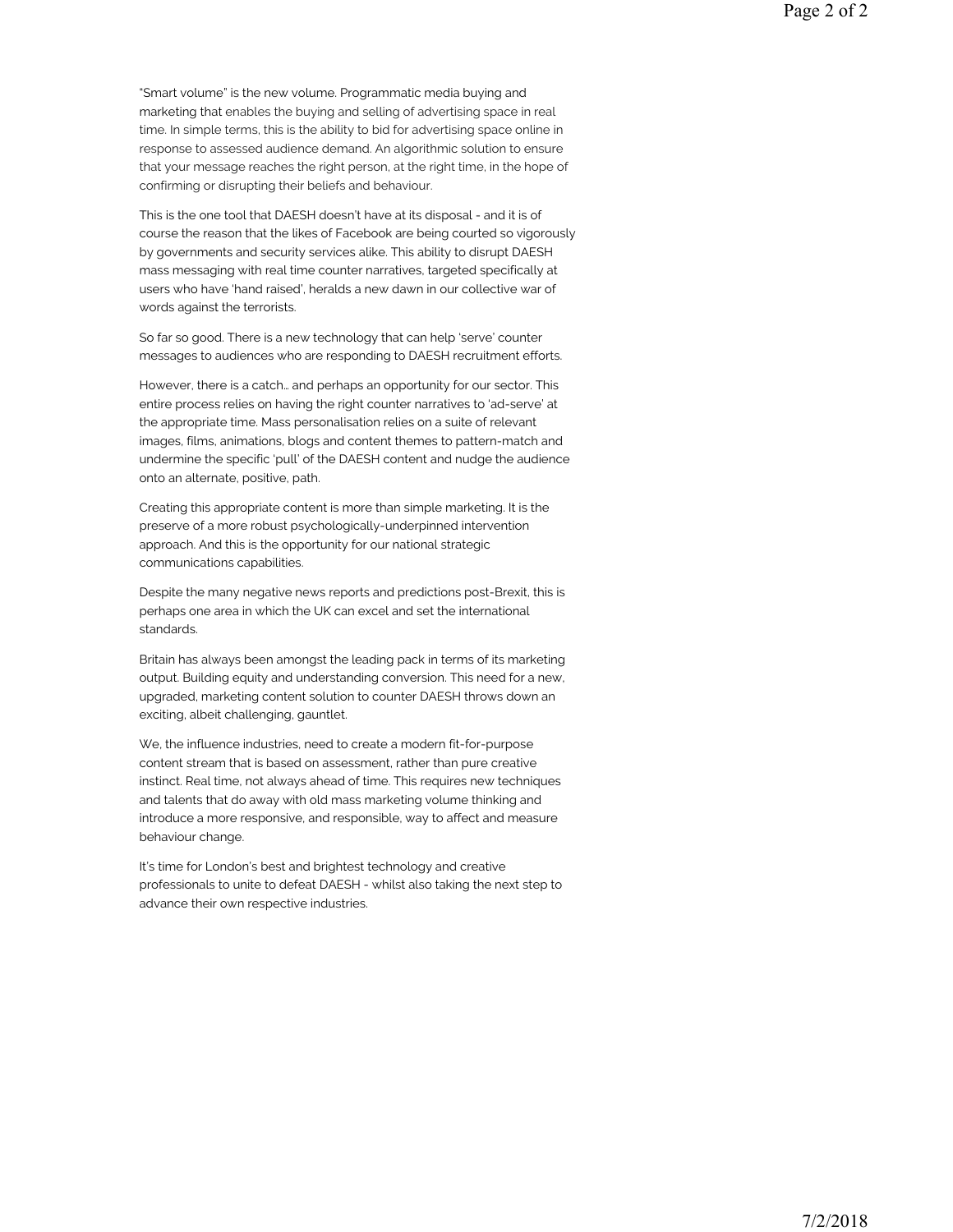"Smart volume" is the new volume. Programmatic media buying and marketing that enables the buying and selling of advertising space in real time. In simple terms, this is the ability to bid for advertising space online in response to assessed audience demand. An algorithmic solution to ensure that your message reaches the right person, at the right time, in the hope of confirming or disrupting their beliefs and behaviour.

This is the one tool that DAESH doesn't have at its disposal - and it is of course the reason that the likes of Facebook are being courted so vigorously by governments and security services alike. This ability to disrupt DAESH mass messaging with real time counter narratives, targeted specifically at users who have 'hand raised', heralds a new dawn in our collective war of words against the terrorists.

So far so good. There is a new technology that can help 'serve' counter messages to audiences who are responding to DAESH recruitment efforts.

However, there is a catch… and perhaps an opportunity for our sector. This entire process relies on having the right counter narratives to 'ad-serve' at the appropriate time. Mass personalisation relies on a suite of relevant images, films, animations, blogs and content themes to pattern-match and undermine the specific 'pull' of the DAESH content and nudge the audience onto an alternate, positive, path.

Creating this appropriate content is more than simple marketing. It is the preserve of a more robust psychologically-underpinned intervention approach. And this is the opportunity for our national strategic communications capabilities.

Despite the many negative news reports and predictions post-Brexit, this is perhaps one area in which the UK can excel and set the international standards.

Britain has always been amongst the leading pack in terms of its marketing output. Building equity and understanding conversion. This need for a new, upgraded, marketing content solution to counter DAESH throws down an exciting, albeit challenging, gauntlet.

We, the influence industries, need to create a modern fit-for-purpose content stream that is based on assessment, rather than pure creative instinct. Real time, not always ahead of time. This requires new techniques and talents that do away with old mass marketing volume thinking and introduce a more responsive, and responsible, way to affect and measure behaviour change.

It's time for London's best and brightest technology and creative professionals to unite to defeat DAESH - whilst also taking the next step to advance their own respective industries.